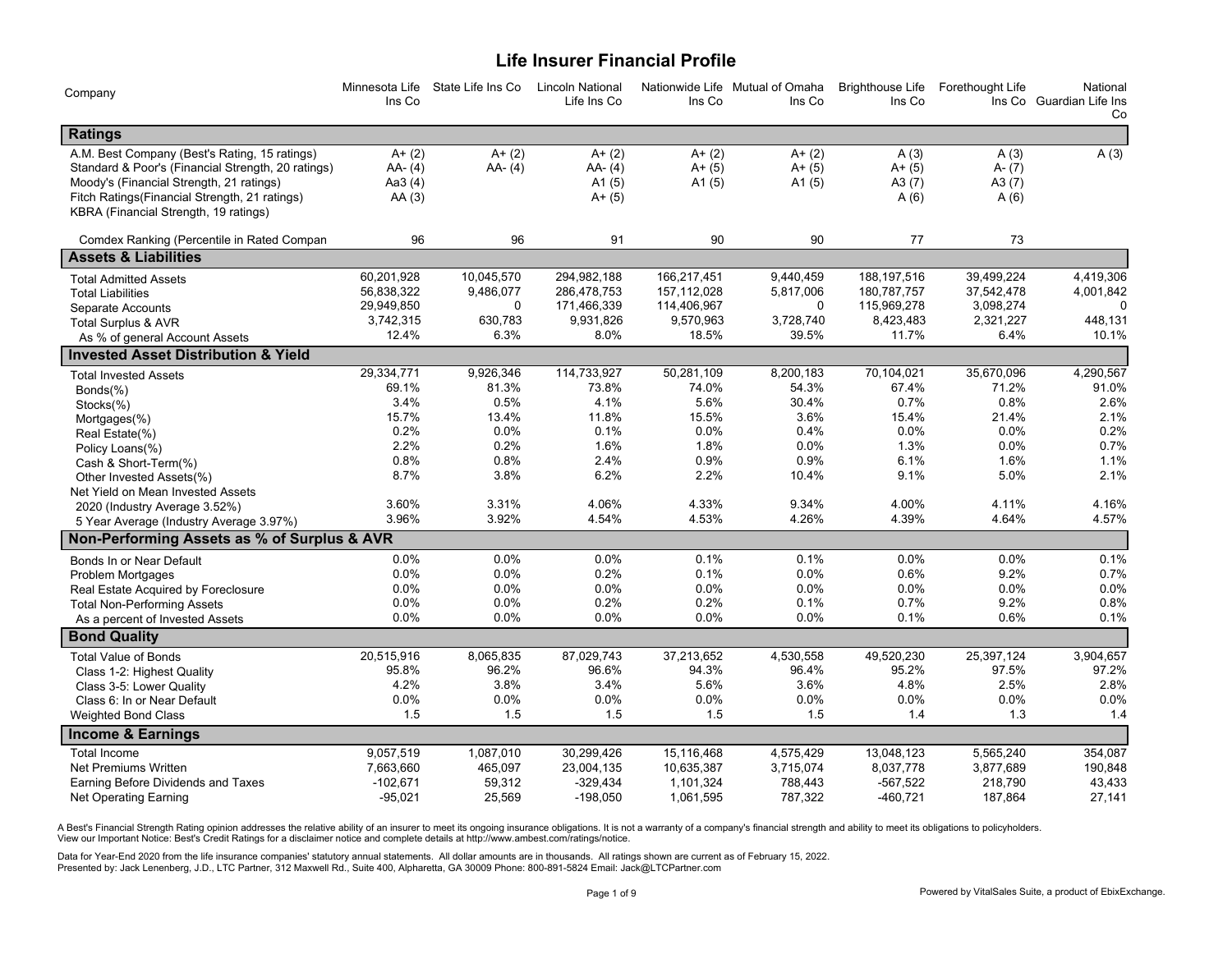# Life Insurer Financial Profile

| Company | Minnesota Life Ins Co | State Life Ins Co | Lincoln National Life Ins Co | Nationwide Life Ins Co | Mutual of Omaha Ins Co | Brighthouse Life Ins Co | Forethought Life Ins Co | National Guardian Life Ins Co |
|---|---|---|---|---|---|---|---|---|
| **Ratings** | | | | | | | | |
| A.M. Best Company (Best's Rating, 15 ratings) | A+ (2) | A+ (2) | A+ (2) | A+ (2) | A+ (2) | A (3) | A (3) | A (3) |
| Standard & Poor's (Financial Strength, 20 ratings) | AA- (4) | AA- (4) | AA- (4) | A+ (5) | A+ (5) | A+ (5) | A- (7) | |
| Moody's (Financial Strength, 21 ratings) | Aa3 (4) | | A1 (5) | A1 (5) | A1 (5) | A3 (7) | A3 (7) | |
| Fitch Ratings(Financial Strength, 21 ratings) | AA (3) | | A+ (5) | | | A (6) | A (6) | |
| KBRA (Financial Strength, 19 ratings) | | | | | | | | |
| Comdex Ranking (Percentile in Rated Compan | 96 | 96 | 91 | 90 | 90 | 77 | 73 | |
| **Assets & Liabilities** | | | | | | | | |
| Total Admitted Assets | 60,201,928 | 10,045,570 | 294,982,188 | 166,217,451 | 9,440,459 | 188,197,516 | 39,499,224 | 4,419,306 |
| Total Liabilities | 56,838,322 | 9,486,077 | 286,478,753 | 157,112,028 | 5,817,006 | 180,787,757 | 37,542,478 | 4,001,842 |
| Separate Accounts | 29,949,850 | 0 | 171,466,339 | 114,406,967 | 0 | 115,969,278 | 3,098,274 | 0 |
| Total Surplus & AVR | 3,742,315 | 630,783 | 9,931,826 | 9,570,963 | 3,728,740 | 8,423,483 | 2,321,227 | 448,131 |
| As % of general Account Assets | 12.4% | 6.3% | 8.0% | 18.5% | 39.5% | 11.7% | 6.4% | 10.1% |
| **Invested Asset Distribution & Yield** | | | | | | | | |
| Total Invested Assets | 29,334,771 | 9,926,346 | 114,733,927 | 50,281,109 | 8,200,183 | 70,104,021 | 35,670,096 | 4,290,567 |
| Bonds(%) | 69.1% | 81.3% | 73.8% | 74.0% | 54.3% | 67.4% | 71.2% | 91.0% |
| Stocks(%) | 3.4% | 0.5% | 4.1% | 5.6% | 30.4% | 0.7% | 0.8% | 2.6% |
| Mortgages(%) | 15.7% | 13.4% | 11.8% | 15.5% | 3.6% | 15.4% | 21.4% | 2.1% |
| Real Estate(%) | 0.2% | 0.0% | 0.1% | 0.0% | 0.4% | 0.0% | 0.0% | 0.2% |
| Policy Loans(%) | 2.2% | 0.2% | 1.6% | 1.8% | 0.0% | 1.3% | 0.0% | 0.7% |
| Cash & Short-Term(%) | 0.8% | 0.8% | 2.4% | 0.9% | 0.9% | 6.1% | 1.6% | 1.1% |
| Other Invested Assets(%) | 8.7% | 3.8% | 6.2% | 2.2% | 10.4% | 9.1% | 5.0% | 2.1% |
| Net Yield on Mean Invested Assets | | | | | | | | |
| 2020 (Industry Average 3.52%) | 3.60% | 3.31% | 4.06% | 4.33% | 9.34% | 4.00% | 4.11% | 4.16% |
| 5 Year Average (Industry Average 3.97%) | 3.96% | 3.92% | 4.54% | 4.53% | 4.26% | 4.39% | 4.64% | 4.57% |
| **Non-Performing Assets as % of Surplus & AVR** | | | | | | | | |
| Bonds In or Near Default | 0.0% | 0.0% | 0.0% | 0.1% | 0.1% | 0.0% | 0.0% | 0.1% |
| Problem Mortgages | 0.0% | 0.0% | 0.2% | 0.1% | 0.0% | 0.6% | 9.2% | 0.7% |
| Real Estate Acquired by Foreclosure | 0.0% | 0.0% | 0.0% | 0.0% | 0.0% | 0.0% | 0.0% | 0.0% |
| Total Non-Performing Assets | 0.0% | 0.0% | 0.2% | 0.2% | 0.1% | 0.7% | 9.2% | 0.8% |
| As a percent of Invested Assets | 0.0% | 0.0% | 0.0% | 0.0% | 0.0% | 0.1% | 0.6% | 0.1% |
| **Bond Quality** | | | | | | | | |
| Total Value of Bonds | 20,515,916 | 8,065,835 | 87,029,743 | 37,213,652 | 4,530,558 | 49,520,230 | 25,397,124 | 3,904,657 |
| Class 1-2: Highest Quality | 95.8% | 96.2% | 96.6% | 94.3% | 96.4% | 95.2% | 97.5% | 97.2% |
| Class 3-5: Lower Quality | 4.2% | 3.8% | 3.4% | 5.6% | 3.6% | 4.8% | 2.5% | 2.8% |
| Class 6: In or Near Default | 0.0% | 0.0% | 0.0% | 0.0% | 0.0% | 0.0% | 0.0% | 0.0% |
| Weighted Bond Class | 1.5 | 1.5 | 1.5 | 1.5 | 1.5 | 1.4 | 1.3 | 1.4 |
| **Income & Earnings** | | | | | | | | |
| Total Income | 9,057,519 | 1,087,010 | 30,299,426 | 15,116,468 | 4,575,429 | 13,048,123 | 5,565,240 | 354,087 |
| Net Premiums Written | 7,663,660 | 465,097 | 23,004,135 | 10,635,387 | 3,715,074 | 8,037,778 | 3,877,689 | 190,848 |
| Earning Before Dividends and Taxes | -102,671 | 59,312 | -329,434 | 1,101,324 | 788,443 | -567,522 | 218,790 | 43,433 |
| Net Operating Earning | -95,021 | 25,569 | -198,050 | 1,061,595 | 787,322 | -460,721 | 187,864 | 27,141 |

A Best's Financial Strength Rating opinion addresses the relative ability of an insurer to meet its ongoing insurance obligations. It is not a warranty of a company's financial strength and ability to meet its obligations to policyholders.
View our Important Notice: Best's Credit Ratings for a disclaimer notice and complete details at http://www.ambest.com/ratings/notice.

Data for Year-End 2020 from the life insurance companies' statutory annual statements. All dollar amounts are in thousands. All ratings shown are current as of February 15, 2022.
Presented by: Jack Lenenberg, J.D., LTC Partner, 312 Maxwell Rd., Suite 400, Alpharetta, GA 30009 Phone: 800-891-5824 Email: Jack@LTCPartner.com

Powered by VitalSales Suite, a product of EbixExchange.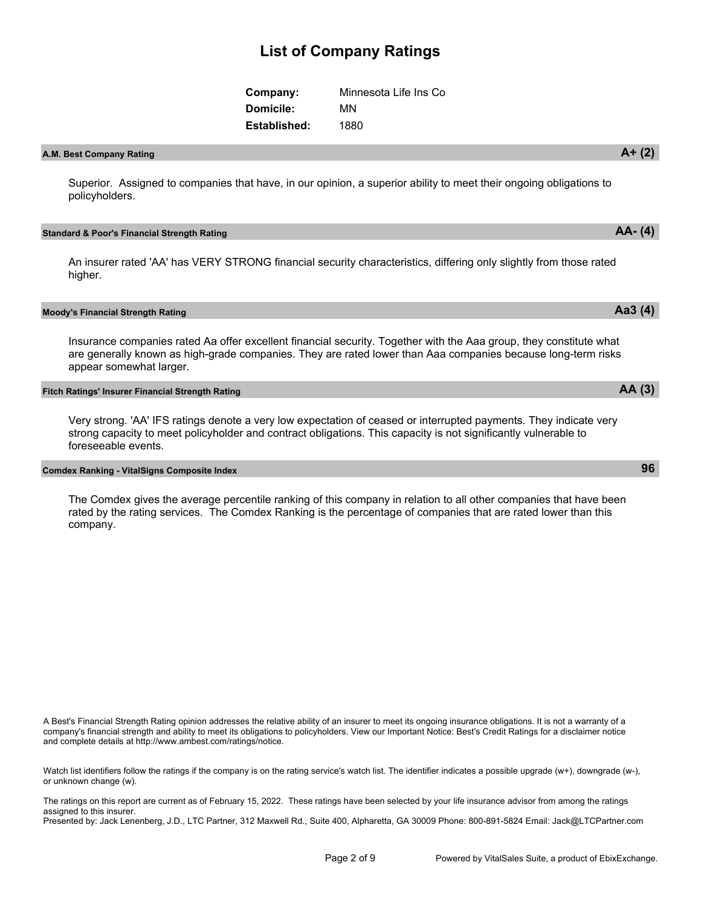# List of Company Ratings

**Company:** Minnesota Life Ins Co
**Domicile:** MN
**Established:** 1880

### A.M. Best Company Rating — A+ (2)

Superior. Assigned to companies that have, in our opinion, a superior ability to meet their ongoing obligations to policyholders.

### Standard & Poor's Financial Strength Rating — AA- (4)

An insurer rated 'AA' has VERY STRONG financial security characteristics, differing only slightly from those rated higher.

### Moody's Financial Strength Rating — Aa3 (4)

Insurance companies rated Aa offer excellent financial security. Together with the Aaa group, they constitute what are generally known as high-grade companies. They are rated lower than Aaa companies because long-term risks appear somewhat larger.

### Fitch Ratings' Insurer Financial Strength Rating — AA (3)

Very strong. 'AA' IFS ratings denote a very low expectation of ceased or interrupted payments. They indicate very strong capacity to meet policyholder and contract obligations. This capacity is not significantly vulnerable to foreseeable events.

### Comdex Ranking - VitalSigns Composite Index — 96

The Comdex gives the average percentile ranking of this company in relation to all other companies that have been rated by the rating services. The Comdex Ranking is the percentage of companies that are rated lower than this company.

A Best's Financial Strength Rating opinion addresses the relative ability of an insurer to meet its ongoing insurance obligations. It is not a warranty of a company's financial strength and ability to meet its obligations to policyholders. View our Important Notice: Best's Credit Ratings for a disclaimer notice and complete details at http://www.ambest.com/ratings/notice.

Watch list identifiers follow the ratings if the company is on the rating service's watch list. The identifier indicates a possible upgrade (w+), downgrade (w-), or unknown change (w).

The ratings on this report are current as of February 15, 2022. These ratings have been selected by your life insurance advisor from among the ratings assigned to this insurer.
Presented by: Jack Lenenberg, J.D., LTC Partner, 312 Maxwell Rd., Suite 400, Alpharetta, GA 30009 Phone: 800-891-5824 Email: Jack@LTCPartner.com

Powered by VitalSales Suite, a product of EbixExchange.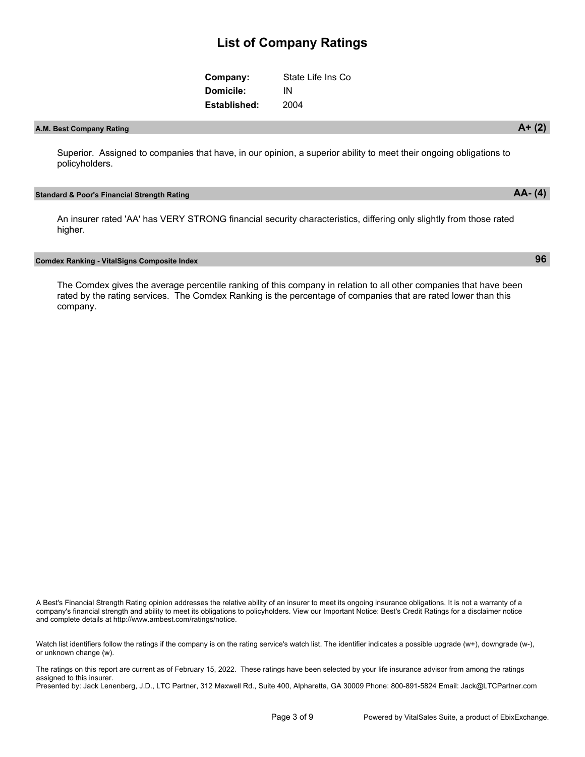# List of Company Ratings

**Company:** State Life Ins Co
**Domicile:** IN
**Established:** 2004

## A.M. Best Company Rating — A+ (2)

Superior. Assigned to companies that have, in our opinion, a superior ability to meet their ongoing obligations to policyholders.

## Standard & Poor's Financial Strength Rating — AA- (4)

An insurer rated 'AA' has VERY STRONG financial security characteristics, differing only slightly from those rated higher.

## Comdex Ranking - VitalSigns Composite Index — 96

The Comdex gives the average percentile ranking of this company in relation to all other companies that have been rated by the rating services. The Comdex Ranking is the percentage of companies that are rated lower than this company.

A Best's Financial Strength Rating opinion addresses the relative ability of an insurer to meet its ongoing insurance obligations. It is not a warranty of a company's financial strength and ability to meet its obligations to policyholders. View our Important Notice: Best's Credit Ratings for a disclaimer notice and complete details at http://www.ambest.com/ratings/notice.

Watch list identifiers follow the ratings if the company is on the rating service's watch list. The identifier indicates a possible upgrade (w+), downgrade (w-), or unknown change (w).

The ratings on this report are current as of February 15, 2022. These ratings have been selected by your life insurance advisor from among the ratings assigned to this insurer.
Presented by: Jack Lenenberg, J.D., LTC Partner, 312 Maxwell Rd., Suite 400, Alpharetta, GA 30009 Phone: 800-891-5824 Email: Jack@LTCPartner.com

Powered by VitalSales Suite, a product of EbixExchange.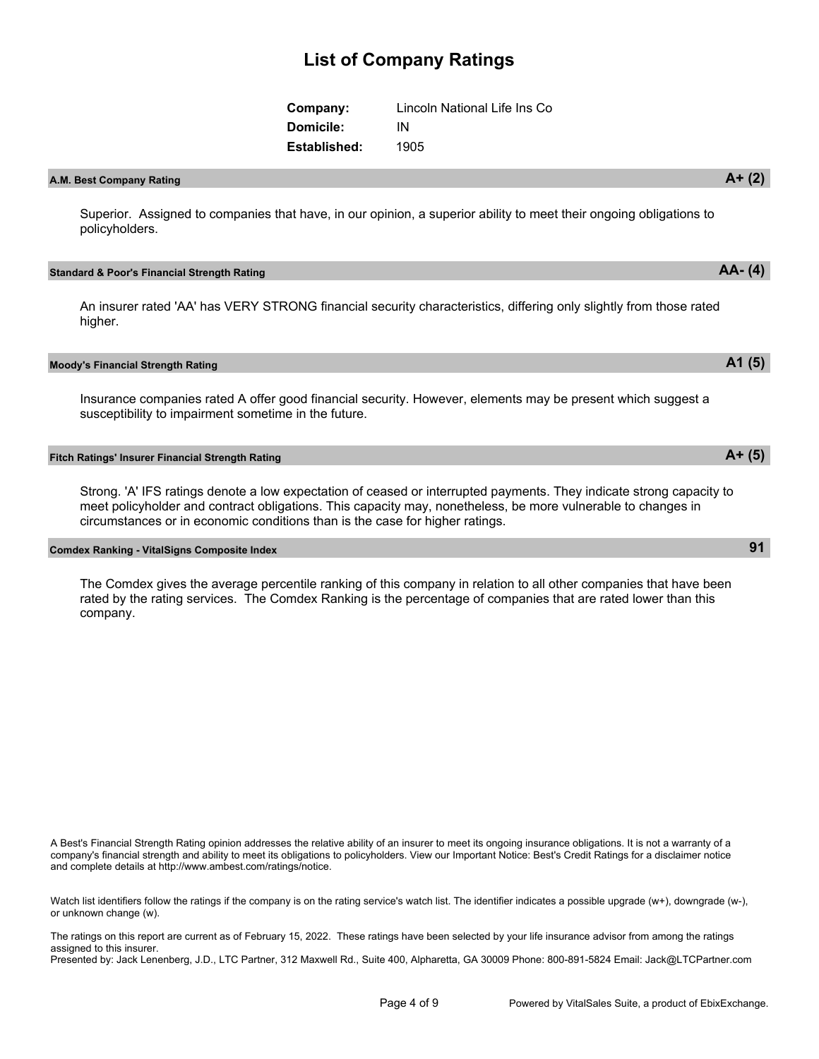# List of Company Ratings

| | |
|---|---|
| **Company:** | Lincoln National Life Ins Co |
| **Domicile:** | IN |
| **Established:** | 1905 |

### A.M. Best Company Rating — A+ (2)

Superior. Assigned to companies that have, in our opinion, a superior ability to meet their ongoing obligations to policyholders.

### Standard & Poor's Financial Strength Rating — AA- (4)

An insurer rated 'AA' has VERY STRONG financial security characteristics, differing only slightly from those rated higher.

### Moody's Financial Strength Rating — A1 (5)

Insurance companies rated A offer good financial security. However, elements may be present which suggest a susceptibility to impairment sometime in the future.

### Fitch Ratings' Insurer Financial Strength Rating — A+ (5)

Strong. 'A' IFS ratings denote a low expectation of ceased or interrupted payments. They indicate strong capacity to meet policyholder and contract obligations. This capacity may, nonetheless, be more vulnerable to changes in circumstances or in economic conditions than is the case for higher ratings.

### Comdex Ranking - VitalSigns Composite Index — 91

The Comdex gives the average percentile ranking of this company in relation to all other companies that have been rated by the rating services. The Comdex Ranking is the percentage of companies that are rated lower than this company.

A Best's Financial Strength Rating opinion addresses the relative ability of an insurer to meet its ongoing insurance obligations. It is not a warranty of a company's financial strength and ability to meet its obligations to policyholders. View our Important Notice: Best's Credit Ratings for a disclaimer notice and complete details at http://www.ambest.com/ratings/notice.

Watch list identifiers follow the ratings if the company is on the rating service's watch list. The identifier indicates a possible upgrade (w+), downgrade (w-), or unknown change (w).

The ratings on this report are current as of February 15, 2022. These ratings have been selected by your life insurance advisor from among the ratings assigned to this insurer.
Presented by: Jack Lenenberg, J.D., LTC Partner, 312 Maxwell Rd., Suite 400, Alpharetta, GA 30009 Phone: 800-891-5824 Email: Jack@LTCPartner.com

Powered by VitalSales Suite, a product of EbixExchange.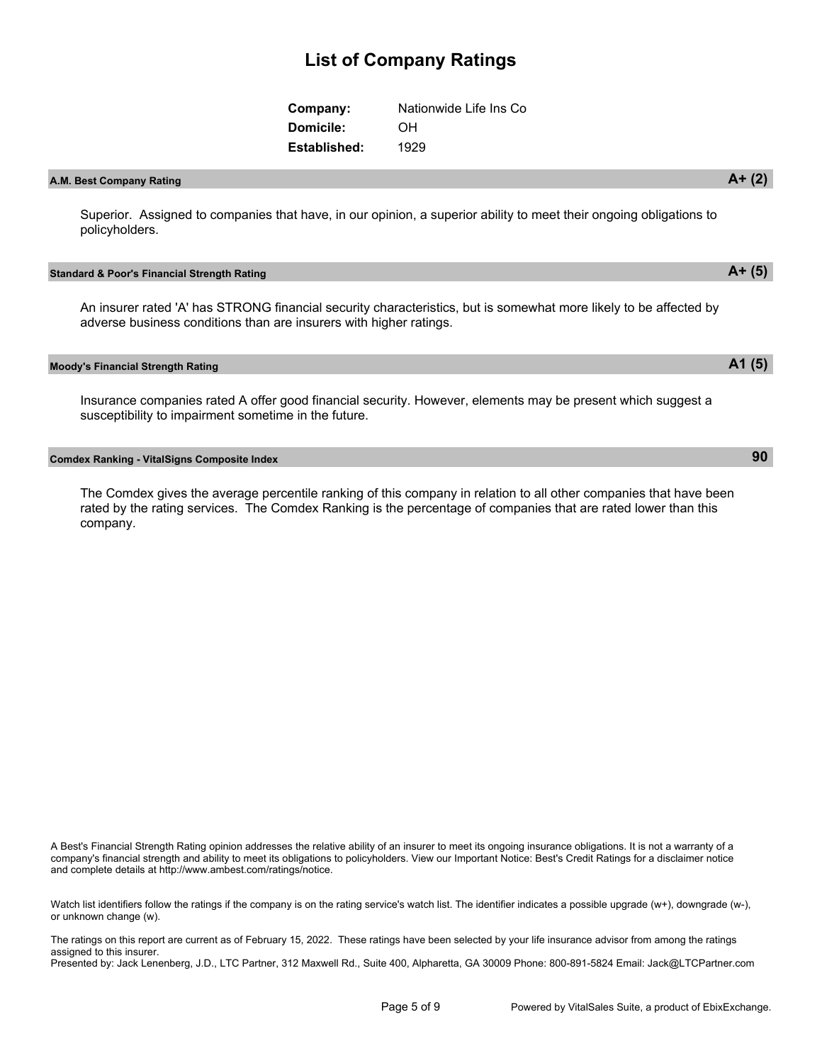# List of Company Ratings

**Company:** Nationwide Life Ins Co
**Domicile:** OH
**Established:** 1929

## A.M. Best Company Rating — A+ (2)

Superior. Assigned to companies that have, in our opinion, a superior ability to meet their ongoing obligations to policyholders.

## Standard & Poor's Financial Strength Rating — A+ (5)

An insurer rated 'A' has STRONG financial security characteristics, but is somewhat more likely to be affected by adverse business conditions than are insurers with higher ratings.

## Moody's Financial Strength Rating — A1 (5)

Insurance companies rated A offer good financial security. However, elements may be present which suggest a susceptibility to impairment sometime in the future.

## Comdex Ranking - VitalSigns Composite Index — 90

The Comdex gives the average percentile ranking of this company in relation to all other companies that have been rated by the rating services. The Comdex Ranking is the percentage of companies that are rated lower than this company.

A Best's Financial Strength Rating opinion addresses the relative ability of an insurer to meet its ongoing insurance obligations. It is not a warranty of a company's financial strength and ability to meet its obligations to policyholders. View our Important Notice: Best's Credit Ratings for a disclaimer notice and complete details at http://www.ambest.com/ratings/notice.

Watch list identifiers follow the ratings if the company is on the rating service's watch list. The identifier indicates a possible upgrade (w+), downgrade (w-), or unknown change (w).

The ratings on this report are current as of February 15, 2022. These ratings have been selected by your life insurance advisor from among the ratings assigned to this insurer.
Presented by: Jack Lenenberg, J.D., LTC Partner, 312 Maxwell Rd., Suite 400, Alpharetta, GA 30009 Phone: 800-891-5824 Email: Jack@LTCPartner.com

Powered by VitalSales Suite, a product of EbixExchange.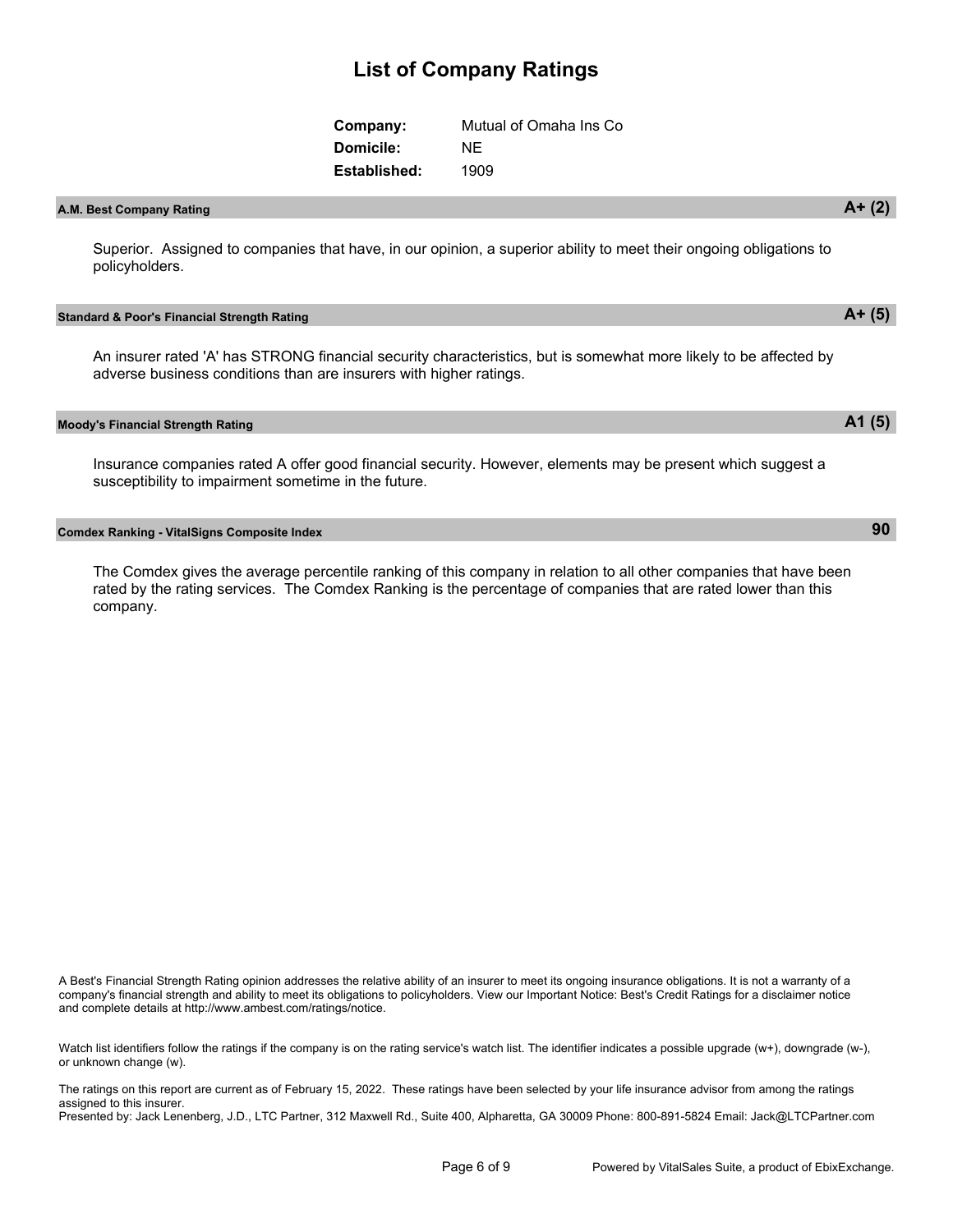# List of Company Ratings

| | |
|---|---|
| **Company:** | Mutual of Omaha Ins Co |
| **Domicile:** | NE |
| **Established:** | 1909 |

### A.M. Best Company Rating — A+ (2)

Superior. Assigned to companies that have, in our opinion, a superior ability to meet their ongoing obligations to policyholders.

### Standard & Poor's Financial Strength Rating — A+ (5)

An insurer rated 'A' has STRONG financial security characteristics, but is somewhat more likely to be affected by adverse business conditions than are insurers with higher ratings.

### Moody's Financial Strength Rating — A1 (5)

Insurance companies rated A offer good financial security. However, elements may be present which suggest a susceptibility to impairment sometime in the future.

### Comdex Ranking - VitalSigns Composite Index — 90

The Comdex gives the average percentile ranking of this company in relation to all other companies that have been rated by the rating services. The Comdex Ranking is the percentage of companies that are rated lower than this company.

A Best's Financial Strength Rating opinion addresses the relative ability of an insurer to meet its ongoing insurance obligations. It is not a warranty of a company's financial strength and ability to meet its obligations to policyholders. View our Important Notice: Best's Credit Ratings for a disclaimer notice and complete details at http://www.ambest.com/ratings/notice.

Watch list identifiers follow the ratings if the company is on the rating service's watch list. The identifier indicates a possible upgrade (w+), downgrade (w-), or unknown change (w).

The ratings on this report are current as of February 15, 2022. These ratings have been selected by your life insurance advisor from among the ratings assigned to this insurer.
Presented by: Jack Lenenberg, J.D., LTC Partner, 312 Maxwell Rd., Suite 400, Alpharetta, GA 30009 Phone: 800-891-5824 Email: Jack@LTCPartner.com

Powered by VitalSales Suite, a product of EbixExchange.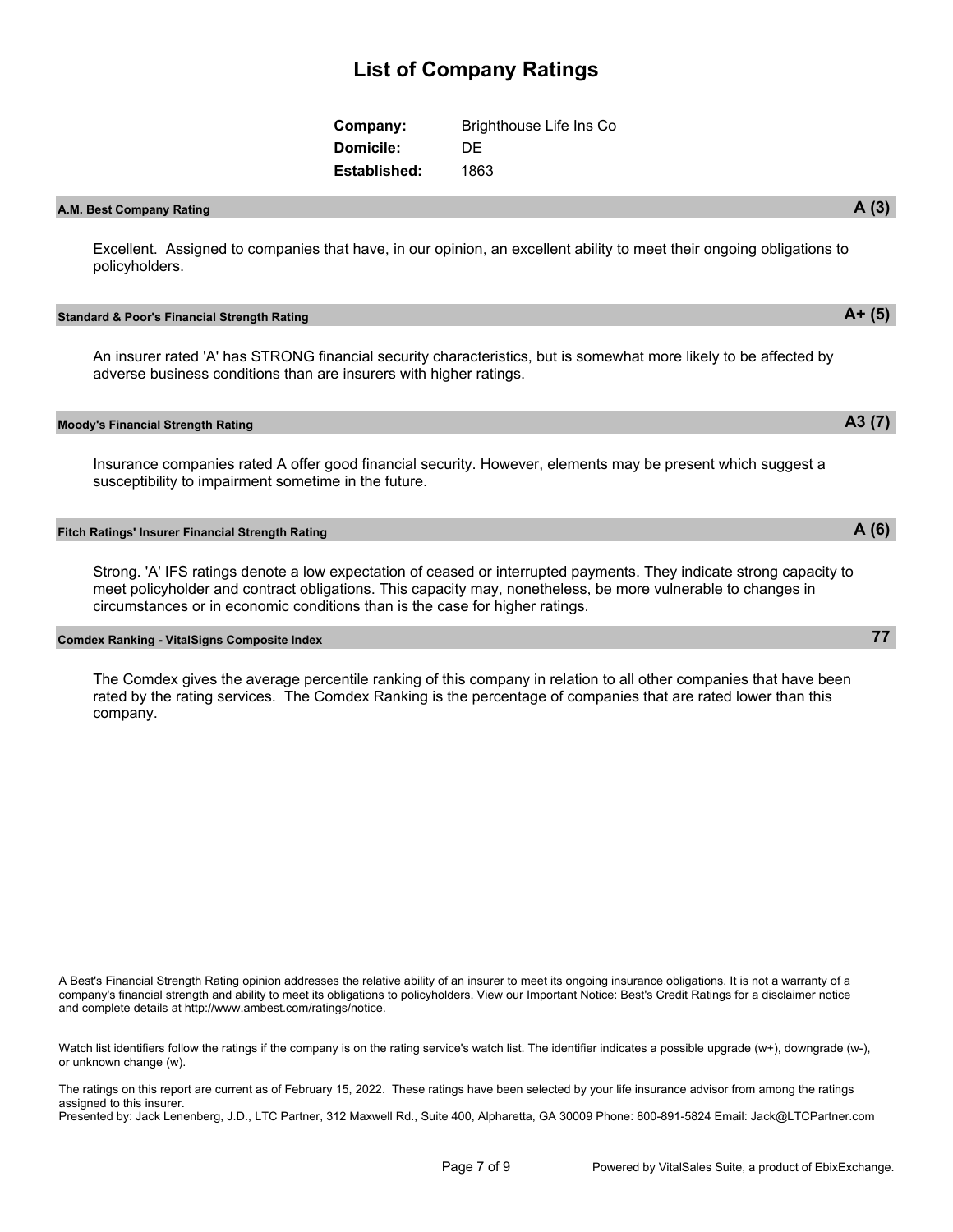# List of Company Ratings

**Company:** Brighthouse Life Ins Co
**Domicile:** DE
**Established:** 1863

### A.M. Best Company Rating — A (3)

Excellent. Assigned to companies that have, in our opinion, an excellent ability to meet their ongoing obligations to policyholders.

### Standard & Poor's Financial Strength Rating — A+ (5)

An insurer rated 'A' has STRONG financial security characteristics, but is somewhat more likely to be affected by adverse business conditions than are insurers with higher ratings.

### Moody's Financial Strength Rating — A3 (7)

Insurance companies rated A offer good financial security. However, elements may be present which suggest a susceptibility to impairment sometime in the future.

### Fitch Ratings' Insurer Financial Strength Rating — A (6)

Strong. 'A' IFS ratings denote a low expectation of ceased or interrupted payments. They indicate strong capacity to meet policyholder and contract obligations. This capacity may, nonetheless, be more vulnerable to changes in circumstances or in economic conditions than is the case for higher ratings.

### Comdex Ranking - VitalSigns Composite Index — 77

The Comdex gives the average percentile ranking of this company in relation to all other companies that have been rated by the rating services. The Comdex Ranking is the percentage of companies that are rated lower than this company.

A Best's Financial Strength Rating opinion addresses the relative ability of an insurer to meet its ongoing insurance obligations. It is not a warranty of a company's financial strength and ability to meet its obligations to policyholders. View our Important Notice: Best's Credit Ratings for a disclaimer notice and complete details at http://www.ambest.com/ratings/notice.

Watch list identifiers follow the ratings if the company is on the rating service's watch list. The identifier indicates a possible upgrade (w+), downgrade (w-), or unknown change (w).

The ratings on this report are current as of February 15, 2022. These ratings have been selected by your life insurance advisor from among the ratings assigned to this insurer.
Presented by: Jack Lenenberg, J.D., LTC Partner, 312 Maxwell Rd., Suite 400, Alpharetta, GA 30009 Phone: 800-891-5824 Email: Jack@LTCPartner.com

Powered by VitalSales Suite, a product of EbixExchange.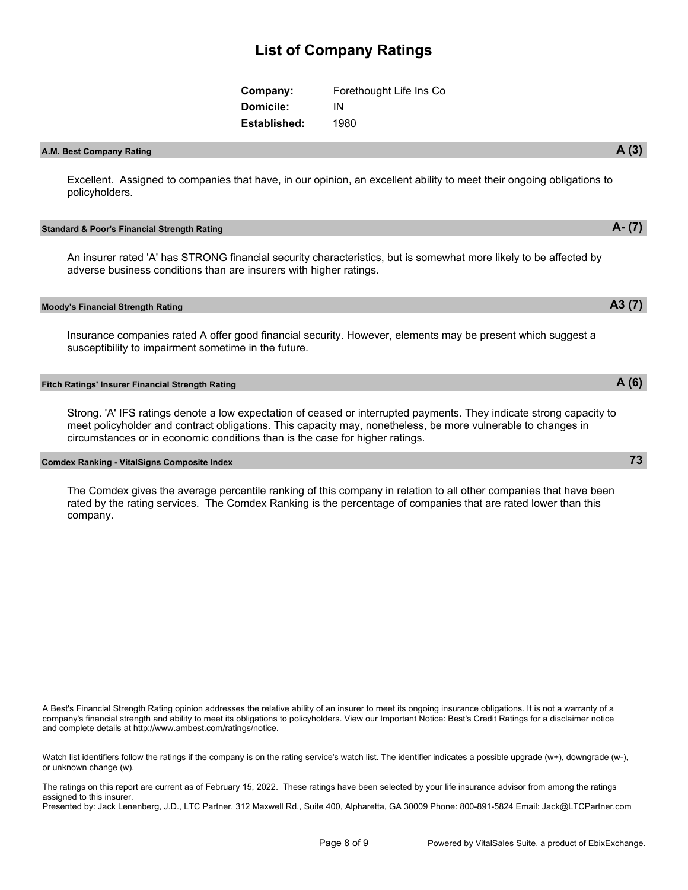# List of Company Ratings

**Company:** Forethought Life Ins Co
**Domicile:** IN
**Established:** 1980

### A.M. Best Company Rating — A (3)

Excellent. Assigned to companies that have, in our opinion, an excellent ability to meet their ongoing obligations to policyholders.

### Standard & Poor's Financial Strength Rating — A- (7)

An insurer rated 'A' has STRONG financial security characteristics, but is somewhat more likely to be affected by adverse business conditions than are insurers with higher ratings.

### Moody's Financial Strength Rating — A3 (7)

Insurance companies rated A offer good financial security. However, elements may be present which suggest a susceptibility to impairment sometime in the future.

### Fitch Ratings' Insurer Financial Strength Rating — A (6)

Strong. 'A' IFS ratings denote a low expectation of ceased or interrupted payments. They indicate strong capacity to meet policyholder and contract obligations. This capacity may, nonetheless, be more vulnerable to changes in circumstances or in economic conditions than is the case for higher ratings.

### Comdex Ranking - VitalSigns Composite Index — 73

The Comdex gives the average percentile ranking of this company in relation to all other companies that have been rated by the rating services. The Comdex Ranking is the percentage of companies that are rated lower than this company.

A Best's Financial Strength Rating opinion addresses the relative ability of an insurer to meet its ongoing insurance obligations. It is not a warranty of a company's financial strength and ability to meet its obligations to policyholders. View our Important Notice: Best's Credit Ratings for a disclaimer notice and complete details at http://www.ambest.com/ratings/notice.

Watch list identifiers follow the ratings if the company is on the rating service's watch list. The identifier indicates a possible upgrade (w+), downgrade (w-), or unknown change (w).

The ratings on this report are current as of February 15, 2022. These ratings have been selected by your life insurance advisor from among the ratings assigned to this insurer.
Presented by: Jack Lenenberg, J.D., LTC Partner, 312 Maxwell Rd., Suite 400, Alpharetta, GA 30009 Phone: 800-891-5824 Email: Jack@LTCPartner.com

Powered by VitalSales Suite, a product of EbixExchange.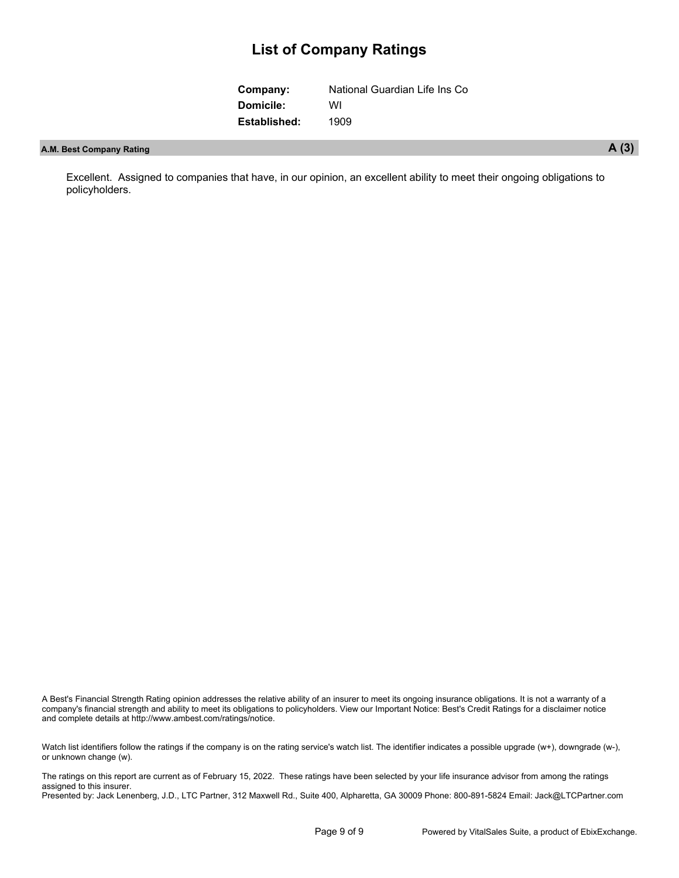# List of Company Ratings

**Company:** National Guardian Life Ins Co
**Domicile:** WI
**Established:** 1909

**A.M. Best Company Rating** **A (3)**

Excellent. Assigned to companies that have, in our opinion, an excellent ability to meet their ongoing obligations to policyholders.

A Best's Financial Strength Rating opinion addresses the relative ability of an insurer to meet its ongoing insurance obligations. It is not a warranty of a company's financial strength and ability to meet its obligations to policyholders. View our Important Notice: Best's Credit Ratings for a disclaimer notice and complete details at http://www.ambest.com/ratings/notice.

Watch list identifiers follow the ratings if the company is on the rating service's watch list. The identifier indicates a possible upgrade (w+), downgrade (w-), or unknown change (w).

The ratings on this report are current as of February 15, 2022. These ratings have been selected by your life insurance advisor from among the ratings assigned to this insurer.
Presented by: Jack Lenenberg, J.D., LTC Partner, 312 Maxwell Rd., Suite 400, Alpharetta, GA 30009 Phone: 800-891-5824 Email: Jack@LTCPartner.com

Powered by VitalSales Suite, a product of EbixExchange.